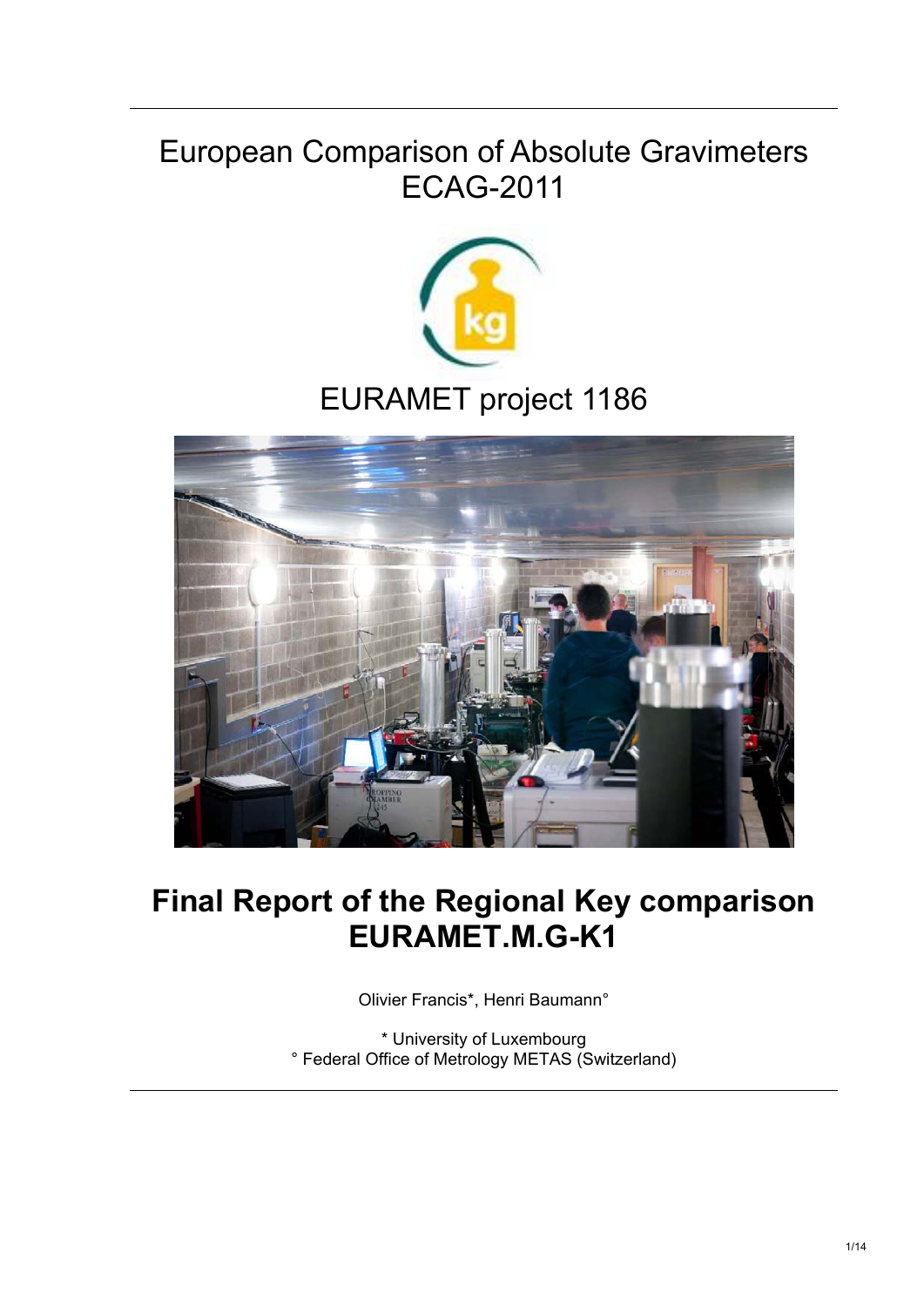# European Comparison of Absolute Gravimeters ECAG-2011

## EURAMET project 1186

# Final Report of the Regional Key comparison EURAMET.M.G-K1

Olivier Francis*, Henri Baumann°

* University of Luxembourg
° Federal Office of Metrology METAS (Switzerland)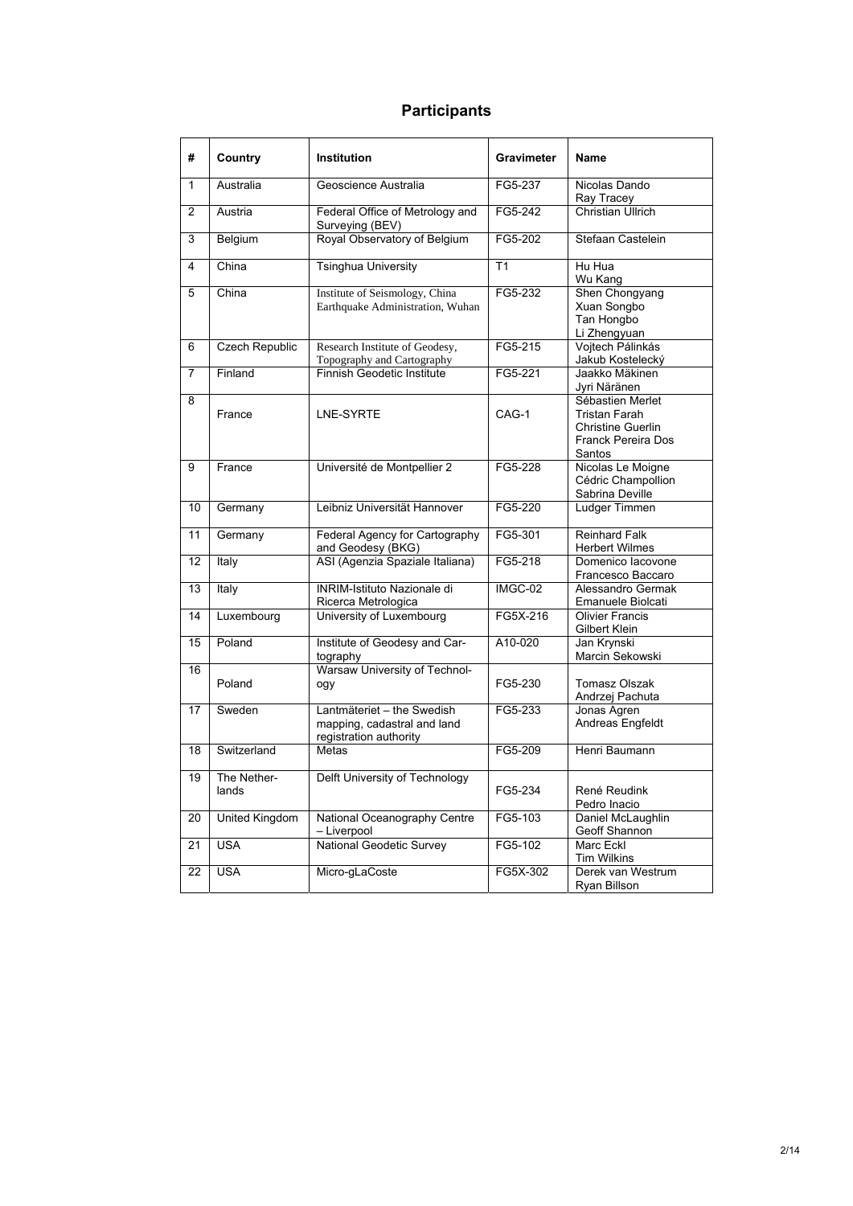## Participants

| # | Country | Institution | Gravimeter | Name |
|---|---|---|---|---|
| 1 | Australia | Geoscience Australia | FG5-237 | Nicolas Dando<br>Ray Tracey |
| 2 | Austria | Federal Office of Metrology and Surveying (BEV) | FG5-242 | Christian Ullrich |
| 3 | Belgium | Royal Observatory of Belgium | FG5-202 | Stefaan Castelein |
| 4 | China | Tsinghua University | T1 | Hu Hua<br>Wu Kang |
| 5 | China | Institute of Seismology, China Earthquake Administration, Wuhan | FG5-232 | Shen Chongyang<br>Xuan Songbo<br>Tan Hongbo<br>Li Zhengyuan |
| 6 | Czech Republic | Research Institute of Geodesy, Topography and Cartography | FG5-215 | Vojtech Pálinkás<br>Jakub Kostelecký |
| 7 | Finland | Finnish Geodetic Institute | FG5-221 | Jaakko Mäkinen<br>Jyri Näränen |
| 8 | France | LNE-SYRTE | CAG-1 | Sébastien Merlet<br>Tristan Farah<br>Christine Guerlin<br>Franck Pereira Dos Santos |
| 9 | France | Université de Montpellier 2 | FG5-228 | Nicolas Le Moigne<br>Cédric Champollion<br>Sabrina Deville |
| 10 | Germany | Leibniz Universität Hannover | FG5-220 | Ludger Timmen |
| 11 | Germany | Federal Agency for Cartography and Geodesy (BKG) | FG5-301 | Reinhard Falk<br>Herbert Wilmes |
| 12 | Italy | ASI (Agenzia Spaziale Italiana) | FG5-218 | Domenico Iacovone<br>Francesco Baccaro |
| 13 | Italy | INRIM-Istituto Nazionale di Ricerca Metrologica | IMGC-02 | Alessandro Germak<br>Emanuele Biolcati |
| 14 | Luxembourg | University of Luxembourg | FG5X-216 | Olivier Francis<br>Gilbert Klein |
| 15 | Poland | Institute of Geodesy and Cartography | A10-020 | Jan Krynski<br>Marcin Sekowski |
| 16 | Poland | Warsaw University of Technology | FG5-230 | Tomasz Olszak<br>Andrzej Pachuta |
| 17 | Sweden | Lantmäteriet – the Swedish mapping, cadastral and land registration authority | FG5-233 | Jonas Agren<br>Andreas Engfeldt |
| 18 | Switzerland | Metas | FG5-209 | Henri Baumann |
| 19 | The Netherlands | Delft University of Technology | FG5-234 | René Reudink<br>Pedro Inacio |
| 20 | United Kingdom | National Oceanography Centre – Liverpool | FG5-103 | Daniel McLaughlin<br>Geoff Shannon |
| 21 | USA | National Geodetic Survey | FG5-102 | Marc Eckl<br>Tim Wilkins |
| 22 | USA | Micro-gLaCoste | FG5X-302 | Derek van Westrum<br>Ryan Billson |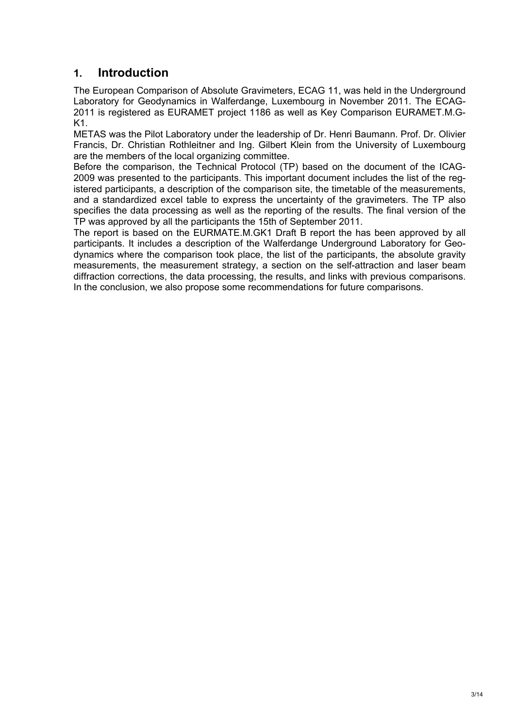# 1. Introduction

The European Comparison of Absolute Gravimeters, ECAG 11, was held in the Underground Laboratory for Geodynamics in Walferdange, Luxembourg in November 2011. The ECAG-2011 is registered as EURAMET project 1186 as well as Key Comparison EURAMET.M.G-K1.

METAS was the Pilot Laboratory under the leadership of Dr. Henri Baumann. Prof. Dr. Olivier Francis, Dr. Christian Rothleitner and Ing. Gilbert Klein from the University of Luxembourg are the members of the local organizing committee.

Before the comparison, the Technical Protocol (TP) based on the document of the ICAG-2009 was presented to the participants. This important document includes the list of the registered participants, a description of the comparison site, the timetable of the measurements, and a standardized excel table to express the uncertainty of the gravimeters. The TP also specifies the data processing as well as the reporting of the results. The final version of the TP was approved by all the participants the 15th of September 2011.

The report is based on the EURMATE.M.GK1 Draft B report the has been approved by all participants. It includes a description of the Walferdange Underground Laboratory for Geodynamics where the comparison took place, the list of the participants, the absolute gravity measurements, the measurement strategy, a section on the self-attraction and laser beam diffraction corrections, the data processing, the results, and links with previous comparisons. In the conclusion, we also propose some recommendations for future comparisons.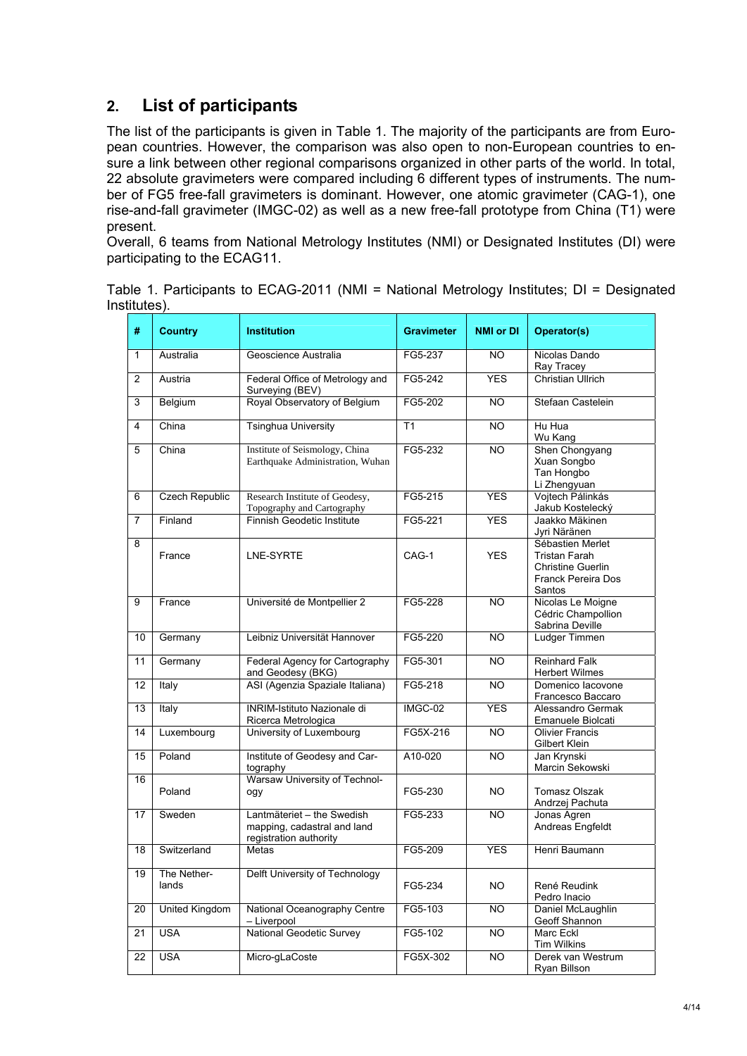## 2. List of participants

The list of the participants is given in Table 1. The majority of the participants are from European countries. However, the comparison was also open to non-European countries to ensure a link between other regional comparisons organized in other parts of the world. In total, 22 absolute gravimeters were compared including 6 different types of instruments. The number of FG5 free-fall gravimeters is dominant. However, one atomic gravimeter (CAG-1), one rise-and-fall gravimeter (IMGC-02) as well as a new free-fall prototype from China (T1) were present.

Overall, 6 teams from National Metrology Institutes (NMI) or Designated Institutes (DI) were participating to the ECAG11.

Table 1. Participants to ECAG-2011 (NMI = National Metrology Institutes; DI = Designated Institutes).

| # | Country | Institution | Gravimeter | NMI or DI | Operator(s) |
|---|---|---|---|---|---|
| 1 | Australia | Geoscience Australia | FG5-237 | NO | Nicolas Dando<br>Ray Tracey |
| 2 | Austria | Federal Office of Metrology and Surveying (BEV) | FG5-242 | YES | Christian Ullrich |
| 3 | Belgium | Royal Observatory of Belgium | FG5-202 | NO | Stefaan Castelein |
| 4 | China | Tsinghua University | T1 | NO | Hu Hua<br>Wu Kang |
| 5 | China | Institute of Seismology, China Earthquake Administration, Wuhan | FG5-232 | NO | Shen Chongyang<br>Xuan Songbo<br>Tan Hongbo<br>Li Zhengyuan |
| 6 | Czech Republic | Research Institute of Geodesy, Topography and Cartography | FG5-215 | YES | Vojtech Pálinkás<br>Jakub Kostelecký |
| 7 | Finland | Finnish Geodetic Institute | FG5-221 | YES | Jaakko Mäkinen<br>Jyri Näränen |
| 8 | France | LNE-SYRTE | CAG-1 | YES | Sébastien Merlet<br>Tristan Farah<br>Christine Guerlin<br>Franck Pereira Dos Santos |
| 9 | France | Université de Montpellier 2 | FG5-228 | NO | Nicolas Le Moigne<br>Cédric Champollion<br>Sabrina Deville |
| 10 | Germany | Leibniz Universität Hannover | FG5-220 | NO | Ludger Timmen |
| 11 | Germany | Federal Agency for Cartography and Geodesy (BKG) | FG5-301 | NO | Reinhard Falk<br>Herbert Wilmes |
| 12 | Italy | ASI (Agenzia Spaziale Italiana) | FG5-218 | NO | Domenico Iacovone<br>Francesco Baccaro |
| 13 | Italy | INRIM-Istituto Nazionale di Ricerca Metrologica | IMGC-02 | YES | Alessandro Germak<br>Emanuele Biolcati |
| 14 | Luxembourg | University of Luxembourg | FG5X-216 | NO | Olivier Francis<br>Gilbert Klein |
| 15 | Poland | Institute of Geodesy and Cartography | A10-020 | NO | Jan Krynski<br>Marcin Sekowski |
| 16 | Poland | Warsaw University of Technology | FG5-230 | NO | Tomasz Olszak<br>Andrzej Pachuta |
| 17 | Sweden | Lantmäteriet – the Swedish mapping, cadastral and land registration authority | FG5-233 | NO | Jonas Agren<br>Andreas Engfeldt |
| 18 | Switzerland | Metas | FG5-209 | YES | Henri Baumann |
| 19 | The Netherlands | Delft University of Technology | FG5-234 | NO | René Reudink<br>Pedro Inacio |
| 20 | United Kingdom | National Oceanography Centre – Liverpool | FG5-103 | NO | Daniel McLaughlin<br>Geoff Shannon |
| 21 | USA | National Geodetic Survey | FG5-102 | NO | Marc Eckl<br>Tim Wilkins |
| 22 | USA | Micro-gLaCoste | FG5X-302 | NO | Derek van Westrum<br>Ryan Billson |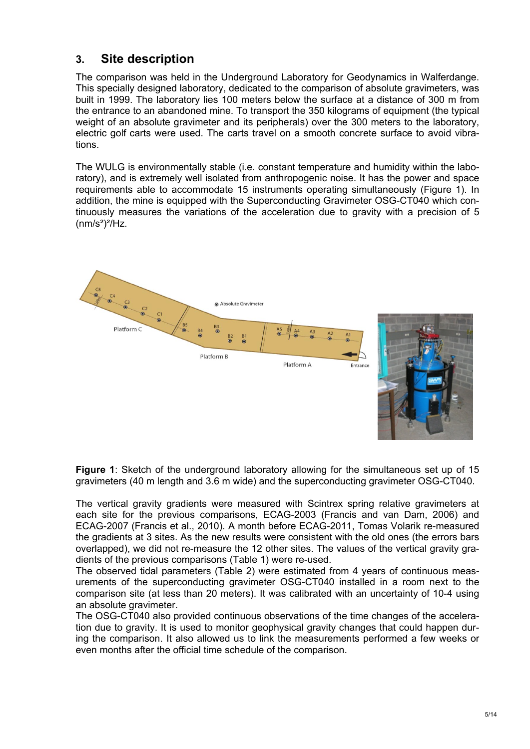## 3. Site description

The comparison was held in the Underground Laboratory for Geodynamics in Walferdange. This specially designed laboratory, dedicated to the comparison of absolute gravimeters, was built in 1999. The laboratory lies 100 meters below the surface at a distance of 300 m from the entrance to an abandoned mine. To transport the 350 kilograms of equipment (the typical weight of an absolute gravimeter and its peripherals) over the 300 meters to the laboratory, electric golf carts were used. The carts travel on a smooth concrete surface to avoid vibrations.

The WULG is environmentally stable (i.e. constant temperature and humidity within the laboratory), and is extremely well isolated from anthropogenic noise. It has the power and space requirements able to accommodate 15 instruments operating simultaneously (Figure 1). In addition, the mine is equipped with the Superconducting Gravimeter OSG-CT040 which continuously measures the variations of the acceleration due to gravity with a precision of 5 $(nm/s^2)^2/Hz$.

**Figure 1**: Sketch of the underground laboratory allowing for the simultaneous set up of 15 gravimeters (40 m length and 3.6 m wide) and the superconducting gravimeter OSG-CT040.

The vertical gravity gradients were measured with Scintrex spring relative gravimeters at each site for the previous comparisons, ECAG-2003 (Francis and van Dam, 2006) and ECAG-2007 (Francis et al., 2010). A month before ECAG-2011, Tomas Volarik re-measured the gradients at 3 sites. As the new results were consistent with the old ones (the errors bars overlapped), we did not re-measure the 12 other sites. The values of the vertical gravity gradients of the previous comparisons (Table 1) were re-used.

The observed tidal parameters (Table 2) were estimated from 4 years of continuous measurements of the superconducting gravimeter OSG-CT040 installed in a room next to the comparison site (at less than 20 meters). It was calibrated with an uncertainty of 10-4 using an absolute gravimeter.

The OSG-CT040 also provided continuous observations of the time changes of the acceleration due to gravity. It is used to monitor geophysical gravity changes that could happen during the comparison. It also allowed us to link the measurements performed a few weeks or even months after the official time schedule of the comparison.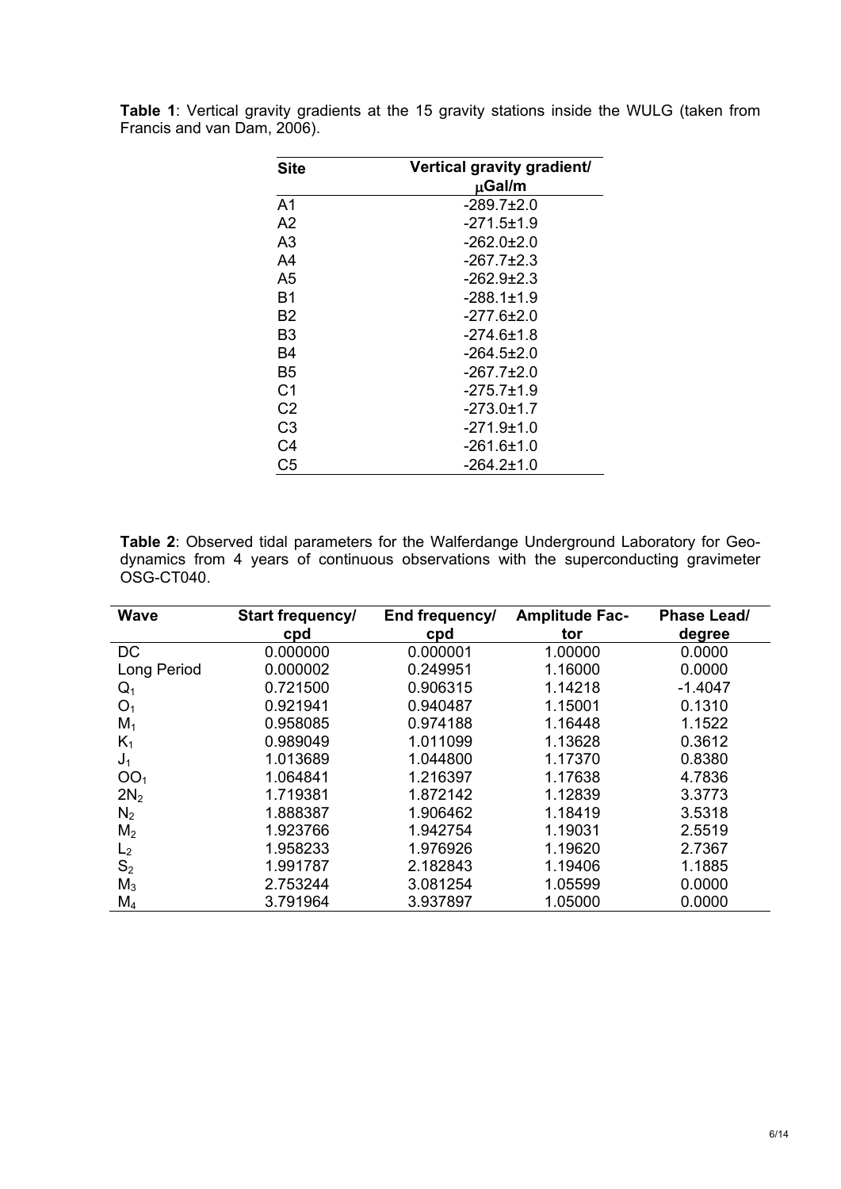**Table 1**: Vertical gravity gradients at the 15 gravity stations inside the WULG (taken from Francis and van Dam, 2006).

| Site | Vertical gravity gradient/ $\mu$Gal/m |
|---|---|
| A1 | -289.7±2.0 |
| A2 | -271.5±1.9 |
| A3 | -262.0±2.0 |
| A4 | -267.7±2.3 |
| A5 | -262.9±2.3 |
| B1 | -288.1±1.9 |
| B2 | -277.6±2.0 |
| B3 | -274.6±1.8 |
| B4 | -264.5±2.0 |
| B5 | -267.7±2.0 |
| C1 | -275.7±1.9 |
| C2 | -273.0±1.7 |
| C3 | -271.9±1.0 |
| C4 | -261.6±1.0 |
| C5 | -264.2±1.0 |

**Table 2**: Observed tidal parameters for the Walferdange Underground Laboratory for Geodynamics from 4 years of continuous observations with the superconducting gravimeter OSG-CT040.

| Wave | Start frequency/ cpd | End frequency/ cpd | Amplitude Factor | Phase Lead/ degree |
|---|---|---|---|---|
| DC | 0.000000 | 0.000001 | 1.00000 | 0.0000 |
| Long Period | 0.000002 | 0.249951 | 1.16000 | 0.0000 |
| $Q_1$ | 0.721500 | 0.906315 | 1.14218 | -1.4047 |
| $O_1$ | 0.921941 | 0.940487 | 1.15001 | 0.1310 |
| $M_1$ | 0.958085 | 0.974188 | 1.16448 | 1.1522 |
| $K_1$ | 0.989049 | 1.011099 | 1.13628 | 0.3612 |
| $J_1$ | 1.013689 | 1.044800 | 1.17370 | 0.8380 |
| $OO_1$ | 1.064841 | 1.216397 | 1.17638 | 4.7836 |
| $2N_2$ | 1.719381 | 1.872142 | 1.12839 | 3.3773 |
| $N_2$ | 1.888387 | 1.906462 | 1.18419 | 3.5318 |
| $M_2$ | 1.923766 | 1.942754 | 1.19031 | 2.5519 |
| $L_2$ | 1.958233 | 1.976926 | 1.19620 | 2.7367 |
| $S_2$ | 1.991787 | 2.182843 | 1.19406 | 1.1885 |
| $M_3$ | 2.753244 | 3.081254 | 1.05599 | 0.0000 |
| $M_4$ | 3.791964 | 3.937897 | 1.05000 | 0.0000 |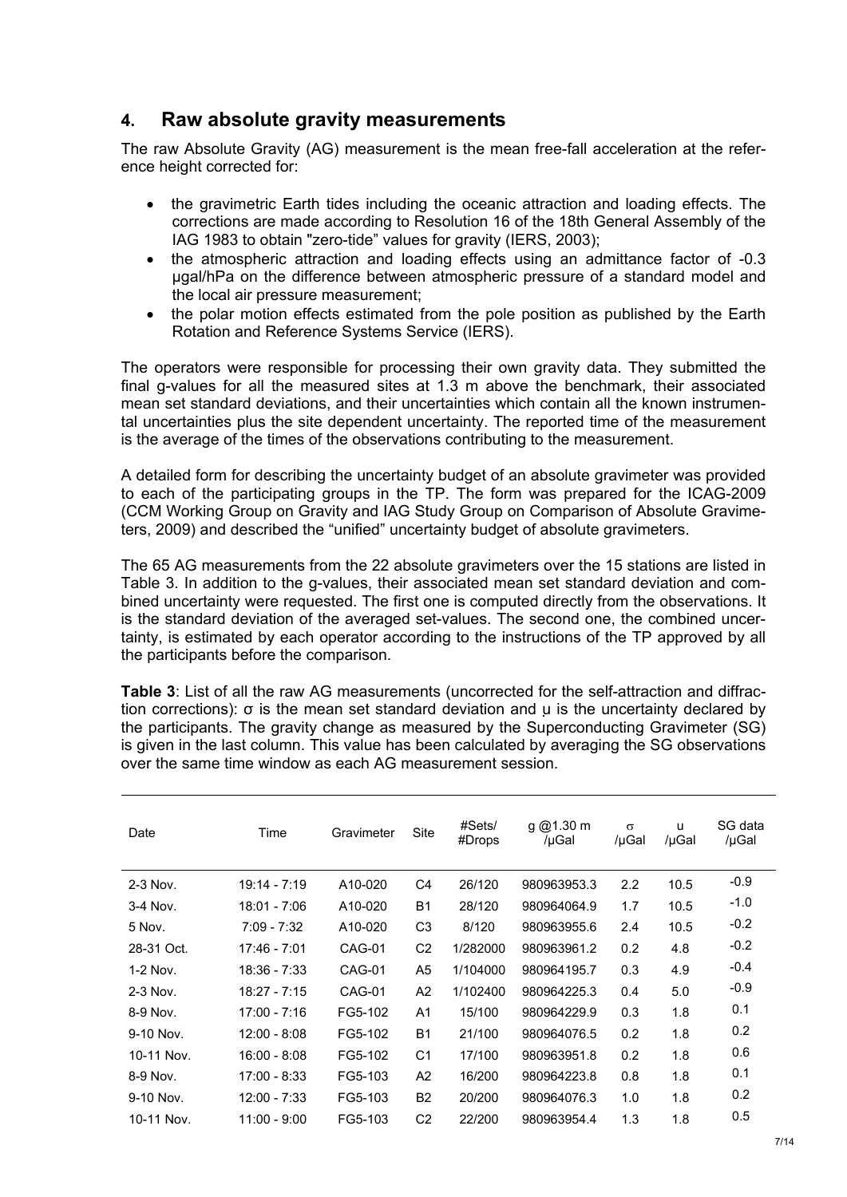## 4. Raw absolute gravity measurements

The raw Absolute Gravity (AG) measurement is the mean free-fall acceleration at the reference height corrected for:

- the gravimetric Earth tides including the oceanic attraction and loading effects. The corrections are made according to Resolution 16 of the 18th General Assembly of the IAG 1983 to obtain "zero-tide" values for gravity (IERS, 2003);
- the atmospheric attraction and loading effects using an admittance factor of -0.3 µgal/hPa on the difference between atmospheric pressure of a standard model and the local air pressure measurement;
- the polar motion effects estimated from the pole position as published by the Earth Rotation and Reference Systems Service (IERS).

The operators were responsible for processing their own gravity data. They submitted the final g-values for all the measured sites at 1.3 m above the benchmark, their associated mean set standard deviations, and their uncertainties which contain all the known instrumental uncertainties plus the site dependent uncertainty. The reported time of the measurement is the average of the times of the observations contributing to the measurement.

A detailed form for describing the uncertainty budget of an absolute gravimeter was provided to each of the participating groups in the TP. The form was prepared for the ICAG-2009 (CCM Working Group on Gravity and IAG Study Group on Comparison of Absolute Gravimeters, 2009) and described the "unified" uncertainty budget of absolute gravimeters.

The 65 AG measurements from the 22 absolute gravimeters over the 15 stations are listed in Table 3. In addition to the g-values, their associated mean set standard deviation and combined uncertainty were requested. The first one is computed directly from the observations. It is the standard deviation of the averaged set-values. The second one, the combined uncertainty, is estimated by each operator according to the instructions of the TP approved by all the participants before the comparison.

**Table 3**: List of all the raw AG measurements (uncorrected for the self-attraction and diffraction corrections): σ is the mean set standard deviation and u is the uncertainty declared by the participants. The gravity change as measured by the Superconducting Gravimeter (SG) is given in the last column. This value has been calculated by averaging the SG observations over the same time window as each AG measurement session.

| Date | Time | Gravimeter | Site | #Sets/ #Drops | g @1.30 m /µGal | σ /µGal | u /µGal | SG data /µGal |
|---|---|---|---|---|---|---|---|---|
| 2-3 Nov. | 19:14 - 7:19 | A10-020 | C4 | 26/120 | 980963953.3 | 2.2 | 10.5 | -0.9 |
| 3-4 Nov. | 18:01 - 7:06 | A10-020 | B1 | 28/120 | 980964064.9 | 1.7 | 10.5 | -1.0 |
| 5 Nov. | 7:09 - 7:32 | A10-020 | C3 | 8/120 | 980963955.6 | 2.4 | 10.5 | -0.2 |
| 28-31 Oct. | 17:46 - 7:01 | CAG-01 | C2 | 1/282000 | 980963961.2 | 0.2 | 4.8 | -0.2 |
| 1-2 Nov. | 18:36 - 7:33 | CAG-01 | A5 | 1/104000 | 980964195.7 | 0.3 | 4.9 | -0.4 |
| 2-3 Nov. | 18:27 - 7:15 | CAG-01 | A2 | 1/102400 | 980964225.3 | 0.4 | 5.0 | -0.9 |
| 8-9 Nov. | 17:00 - 7:16 | FG5-102 | A1 | 15/100 | 980964229.9 | 0.3 | 1.8 | 0.1 |
| 9-10 Nov. | 12:00 - 8:08 | FG5-102 | B1 | 21/100 | 980964076.5 | 0.2 | 1.8 | 0.2 |
| 10-11 Nov. | 16:00 - 8:08 | FG5-102 | C1 | 17/100 | 980963951.8 | 0.2 | 1.8 | 0.6 |
| 8-9 Nov. | 17:00 - 8:33 | FG5-103 | A2 | 16/200 | 980964223.8 | 0.8 | 1.8 | 0.1 |
| 9-10 Nov. | 12:00 - 7:33 | FG5-103 | B2 | 20/200 | 980964076.3 | 1.0 | 1.8 | 0.2 |
| 10-11 Nov. | 11:00 - 9:00 | FG5-103 | C2 | 22/200 | 980963954.4 | 1.3 | 1.8 | 0.5 |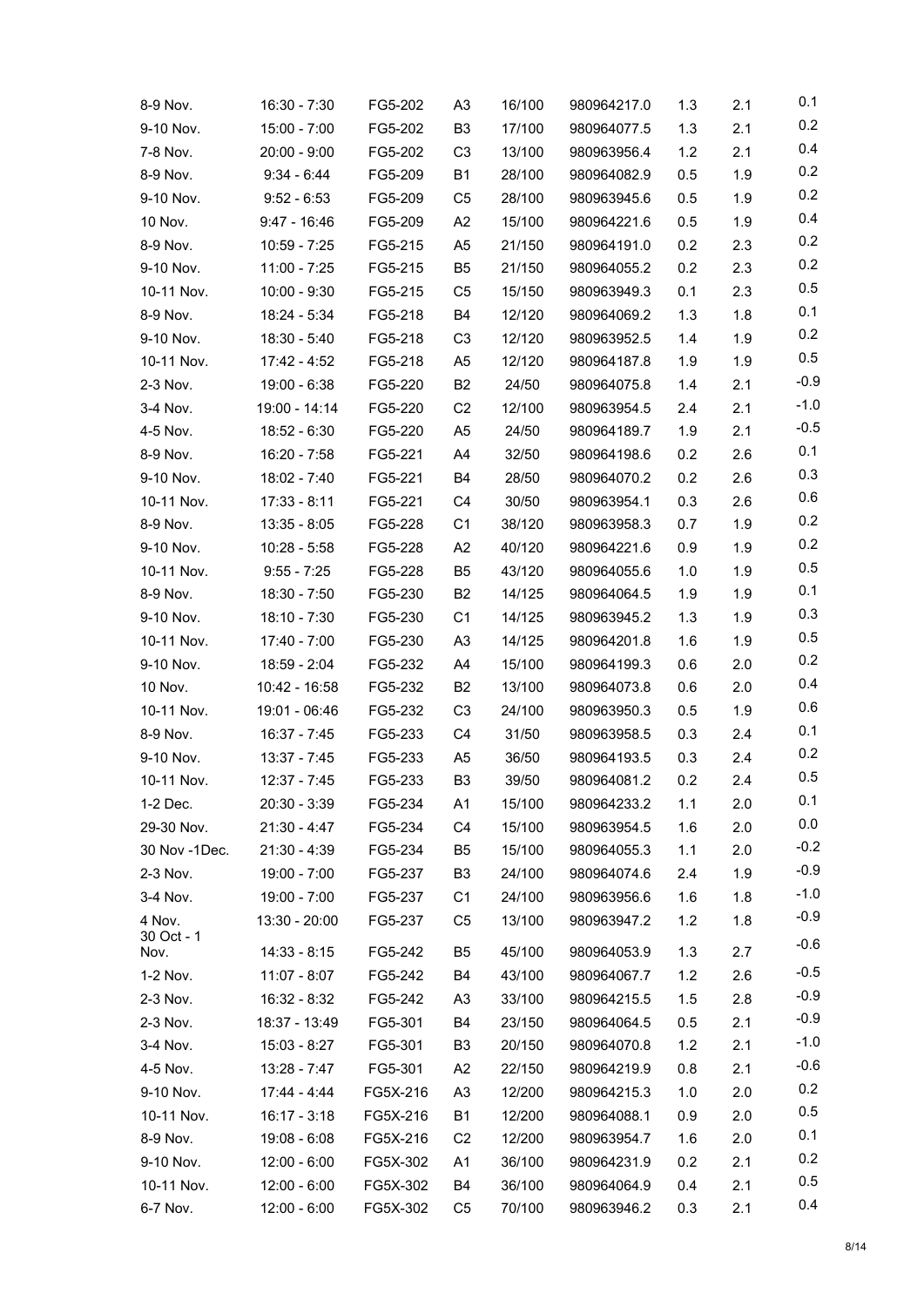| | | | | | | | | |
|---|---|---|---|---|---|---|---|---|
| 8-9 Nov. | 16:30 - 7:30 | FG5-202 | A3 | 16/100 | 980964217.0 | 1.3 | 2.1 | 0.1 |
| 9-10 Nov. | 15:00 - 7:00 | FG5-202 | B3 | 17/100 | 980964077.5 | 1.3 | 2.1 | 0.2 |
| 7-8 Nov. | 20:00 - 9:00 | FG5-202 | C3 | 13/100 | 980963956.4 | 1.2 | 2.1 | 0.4 |
| 8-9 Nov. | 9:34 - 6:44 | FG5-209 | B1 | 28/100 | 980964082.9 | 0.5 | 1.9 | 0.2 |
| 9-10 Nov. | 9:52 - 6:53 | FG5-209 | C5 | 28/100 | 980963945.6 | 0.5 | 1.9 | 0.2 |
| 10 Nov. | 9:47 - 16:46 | FG5-209 | A2 | 15/100 | 980964221.6 | 0.5 | 1.9 | 0.4 |
| 8-9 Nov. | 10:59 - 7:25 | FG5-215 | A5 | 21/150 | 980964191.0 | 0.2 | 2.3 | 0.2 |
| 9-10 Nov. | 11:00 - 7:25 | FG5-215 | B5 | 21/150 | 980964055.2 | 0.2 | 2.3 | 0.2 |
| 10-11 Nov. | 10:00 - 9:30 | FG5-215 | C5 | 15/150 | 980963949.3 | 0.1 | 2.3 | 0.5 |
| 8-9 Nov. | 18:24 - 5:34 | FG5-218 | B4 | 12/120 | 980964069.2 | 1.3 | 1.8 | 0.1 |
| 9-10 Nov. | 18:30 - 5:40 | FG5-218 | C3 | 12/120 | 980963952.5 | 1.4 | 1.9 | 0.2 |
| 10-11 Nov. | 17:42 - 4:52 | FG5-218 | A5 | 12/120 | 980964187.8 | 1.9 | 1.9 | 0.5 |
| 2-3 Nov. | 19:00 - 6:38 | FG5-220 | B2 | 24/50 | 980964075.8 | 1.4 | 2.1 | -0.9 |
| 3-4 Nov. | 19:00 - 14:14 | FG5-220 | C2 | 12/100 | 980963954.5 | 2.4 | 2.1 | -1.0 |
| 4-5 Nov. | 18:52 - 6:30 | FG5-220 | A5 | 24/50 | 980964189.7 | 1.9 | 2.1 | -0.5 |
| 8-9 Nov. | 16:20 - 7:58 | FG5-221 | A4 | 32/50 | 980964198.6 | 0.2 | 2.6 | 0.1 |
| 9-10 Nov. | 18:02 - 7:40 | FG5-221 | B4 | 28/50 | 980964070.2 | 0.2 | 2.6 | 0.3 |
| 10-11 Nov. | 17:33 - 8:11 | FG5-221 | C4 | 30/50 | 980963954.1 | 0.3 | 2.6 | 0.6 |
| 8-9 Nov. | 13:35 - 8:05 | FG5-228 | C1 | 38/120 | 980963958.3 | 0.7 | 1.9 | 0.2 |
| 9-10 Nov. | 10:28 - 5:58 | FG5-228 | A2 | 40/120 | 980964221.6 | 0.9 | 1.9 | 0.2 |
| 10-11 Nov. | 9:55 - 7:25 | FG5-228 | B5 | 43/120 | 980964055.6 | 1.0 | 1.9 | 0.5 |
| 8-9 Nov. | 18:30 - 7:50 | FG5-230 | B2 | 14/125 | 980964064.5 | 1.9 | 1.9 | 0.1 |
| 9-10 Nov. | 18:10 - 7:30 | FG5-230 | C1 | 14/125 | 980963945.2 | 1.3 | 1.9 | 0.3 |
| 10-11 Nov. | 17:40 - 7:00 | FG5-230 | A3 | 14/125 | 980964201.8 | 1.6 | 1.9 | 0.5 |
| 9-10 Nov. | 18:59 - 2:04 | FG5-232 | A4 | 15/100 | 980964199.3 | 0.6 | 2.0 | 0.2 |
| 10 Nov. | 10:42 - 16:58 | FG5-232 | B2 | 13/100 | 980964073.8 | 0.6 | 2.0 | 0.4 |
| 10-11 Nov. | 19:01 - 06:46 | FG5-232 | C3 | 24/100 | 980963950.3 | 0.5 | 1.9 | 0.6 |
| 8-9 Nov. | 16:37 - 7:45 | FG5-233 | C4 | 31/50 | 980963958.5 | 0.3 | 2.4 | 0.1 |
| 9-10 Nov. | 13:37 - 7:45 | FG5-233 | A5 | 36/50 | 980964193.5 | 0.3 | 2.4 | 0.2 |
| 10-11 Nov. | 12:37 - 7:45 | FG5-233 | B3 | 39/50 | 980964081.2 | 0.2 | 2.4 | 0.5 |
| 1-2 Dec. | 20:30 - 3:39 | FG5-234 | A1 | 15/100 | 980964233.2 | 1.1 | 2.0 | 0.1 |
| 29-30 Nov. | 21:30 - 4:47 | FG5-234 | C4 | 15/100 | 980963954.5 | 1.6 | 2.0 | 0.0 |
| 30 Nov -1Dec. | 21:30 - 4:39 | FG5-234 | B5 | 15/100 | 980964055.3 | 1.1 | 2.0 | -0.2 |
| 2-3 Nov. | 19:00 - 7:00 | FG5-237 | B3 | 24/100 | 980964074.6 | 2.4 | 1.9 | -0.9 |
| 3-4 Nov. | 19:00 - 7:00 | FG5-237 | C1 | 24/100 | 980963956.6 | 1.6 | 1.8 | -1.0 |
| 4 Nov. | 13:30 - 20:00 | FG5-237 | C5 | 13/100 | 980963947.2 | 1.2 | 1.8 | -0.9 |
| 30 Oct - 1 Nov. | 14:33 - 8:15 | FG5-242 | B5 | 45/100 | 980964053.9 | 1.3 | 2.7 | -0.6 |
| 1-2 Nov. | 11:07 - 8:07 | FG5-242 | B4 | 43/100 | 980964067.7 | 1.2 | 2.6 | -0.5 |
| 2-3 Nov. | 16:32 - 8:32 | FG5-242 | A3 | 33/100 | 980964215.5 | 1.5 | 2.8 | -0.9 |
| 2-3 Nov. | 18:37 - 13:49 | FG5-301 | B4 | 23/150 | 980964064.5 | 0.5 | 2.1 | -0.9 |
| 3-4 Nov. | 15:03 - 8:27 | FG5-301 | B3 | 20/150 | 980964070.8 | 1.2 | 2.1 | -1.0 |
| 4-5 Nov. | 13:28 - 7:47 | FG5-301 | A2 | 22/150 | 980964219.9 | 0.8 | 2.1 | -0.6 |
| 9-10 Nov. | 17:44 - 4:44 | FG5X-216 | A3 | 12/200 | 980964215.3 | 1.0 | 2.0 | 0.2 |
| 10-11 Nov. | 16:17 - 3:18 | FG5X-216 | B1 | 12/200 | 980964088.1 | 0.9 | 2.0 | 0.5 |
| 8-9 Nov. | 19:08 - 6:08 | FG5X-216 | C2 | 12/200 | 980963954.7 | 1.6 | 2.0 | 0.1 |
| 9-10 Nov. | 12:00 - 6:00 | FG5X-302 | A1 | 36/100 | 980964231.9 | 0.2 | 2.1 | 0.2 |
| 10-11 Nov. | 12:00 - 6:00 | FG5X-302 | B4 | 36/100 | 980964064.9 | 0.4 | 2.1 | 0.5 |
| 6-7 Nov. | 12:00 - 6:00 | FG5X-302 | C5 | 70/100 | 980963946.2 | 0.3 | 2.1 | 0.4 |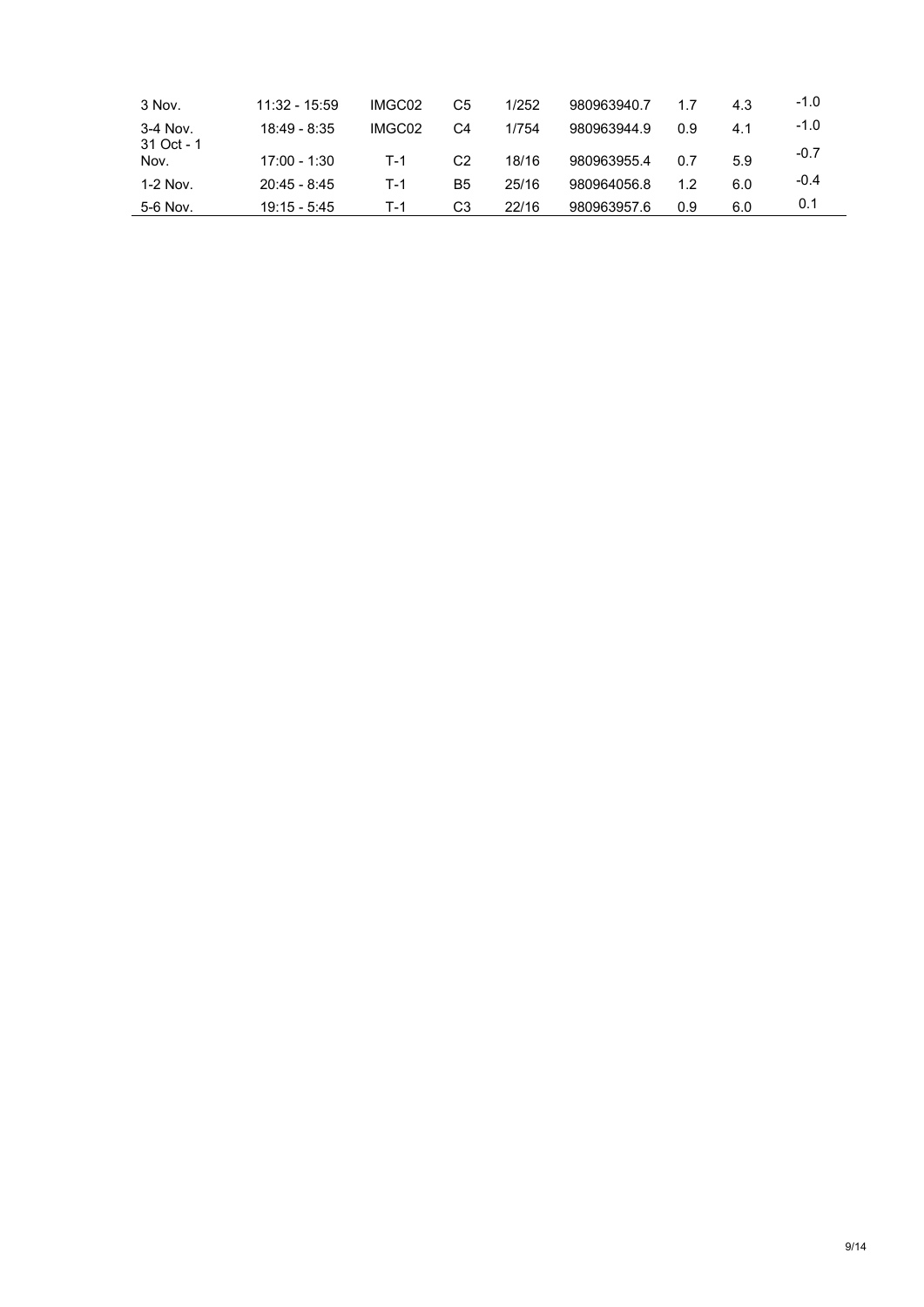| | | | | | | | | |
|---|---|---|---|---|---|---|---|---|
| 3 Nov. | 11:32 - 15:59 | IMGC02 | C5 | 1/252 | 980963940.7 | 1.7 | 4.3 | -1.0 |
| 3-4 Nov. | 18:49 - 8:35 | IMGC02 | C4 | 1/754 | 980963944.9 | 0.9 | 4.1 | -1.0 |
| 31 Oct - 1 Nov. | 17:00 - 1:30 | T-1 | C2 | 18/16 | 980963955.4 | 0.7 | 5.9 | -0.7 |
| 1-2 Nov. | 20:45 - 8:45 | T-1 | B5 | 25/16 | 980964056.8 | 1.2 | 6.0 | -0.4 |
| 5-6 Nov. | 19:15 - 5:45 | T-1 | C3 | 22/16 | 980963957.6 | 0.9 | 6.0 | 0.1 |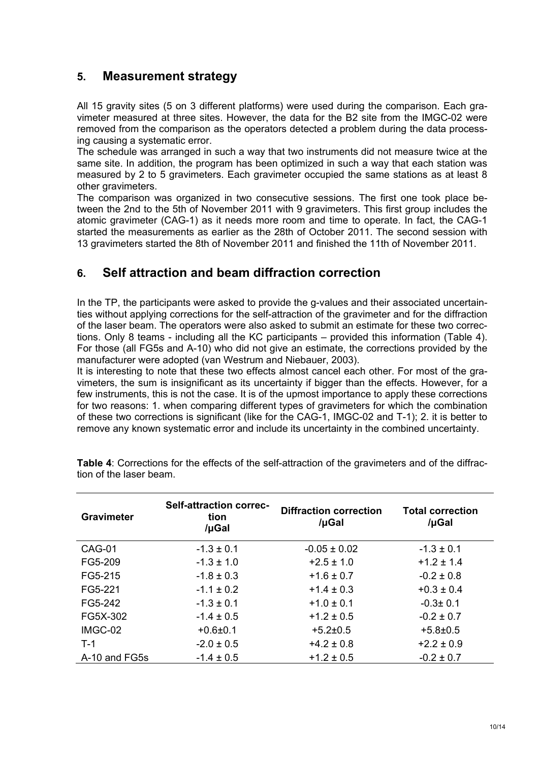## 5. Measurement strategy

All 15 gravity sites (5 on 3 different platforms) were used during the comparison. Each gravimeter measured at three sites. However, the data for the B2 site from the IMGC-02 were removed from the comparison as the operators detected a problem during the data processing causing a systematic error.

The schedule was arranged in such a way that two instruments did not measure twice at the same site. In addition, the program has been optimized in such a way that each station was measured by 2 to 5 gravimeters. Each gravimeter occupied the same stations as at least 8 other gravimeters.

The comparison was organized in two consecutive sessions. The first one took place between the 2nd to the 5th of November 2011 with 9 gravimeters. This first group includes the atomic gravimeter (CAG-1) as it needs more room and time to operate. In fact, the CAG-1 started the measurements as earlier as the 28th of October 2011. The second session with 13 gravimeters started the 8th of November 2011 and finished the 11th of November 2011.

## 6. Self attraction and beam diffraction correction

In the TP, the participants were asked to provide the g-values and their associated uncertainties without applying corrections for the self-attraction of the gravimeter and for the diffraction of the laser beam. The operators were also asked to submit an estimate for these two corrections. Only 8 teams - including all the KC participants – provided this information (Table 4). For those (all FG5s and A-10) who did not give an estimate, the corrections provided by the manufacturer were adopted (van Westrum and Niebauer, 2003).

It is interesting to note that these two effects almost cancel each other. For most of the gravimeters, the sum is insignificant as its uncertainty if bigger than the effects. However, for a few instruments, this is not the case. It is of the upmost importance to apply these corrections for two reasons: 1. when comparing different types of gravimeters for which the combination of these two corrections is significant (like for the CAG-1, IMGC-02 and T-1); 2. it is better to remove any known systematic error and include its uncertainty in the combined uncertainty.

**Table 4**: Corrections for the effects of the self-attraction of the gravimeters and of the diffraction of the laser beam.

| Gravimeter | Self-attraction correction /µGal | Diffraction correction /µGal | Total correction /µGal |
|---|---|---|---|
| CAG-01 | -1.3 ± 0.1 | -0.05 ± 0.02 | -1.3 ± 0.1 |
| FG5-209 | -1.3 ± 1.0 | +2.5 ± 1.0 | +1.2 ± 1.4 |
| FG5-215 | -1.8 ± 0.3 | +1.6 ± 0.7 | -0.2 ± 0.8 |
| FG5-221 | -1.1 ± 0.2 | +1.4 ± 0.3 | +0.3 ± 0.4 |
| FG5-242 | -1.3 ± 0.1 | +1.0 ± 0.1 | -0.3± 0.1 |
| FG5X-302 | -1.4 ± 0.5 | +1.2 ± 0.5 | -0.2 ± 0.7 |
| IMGC-02 | +0.6±0.1 | +5.2±0.5 | +5.8±0.5 |
| T-1 | -2.0 ± 0.5 | +4.2 ± 0.8 | +2.2 ± 0.9 |
| A-10 and FG5s | -1.4 ± 0.5 | +1.2 ± 0.5 | -0.2 ± 0.7 |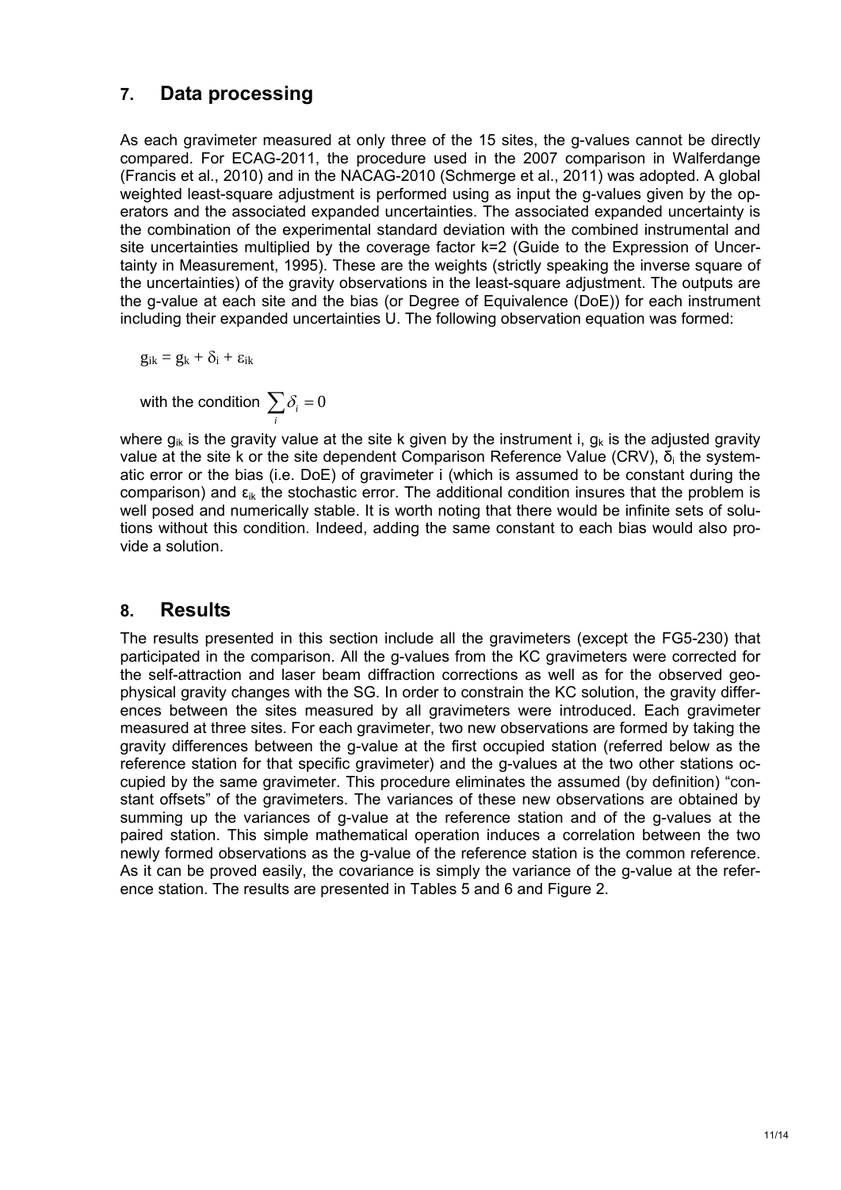## 7. Data processing

As each gravimeter measured at only three of the 15 sites, the g-values cannot be directly compared. For ECAG-2011, the procedure used in the 2007 comparison in Walferdange (Francis et al., 2010) and in the NACAG-2010 (Schmerge et al., 2011) was adopted. A global weighted least-square adjustment is performed using as input the g-values given by the operators and the associated expanded uncertainties. The associated expanded uncertainty is the combination of the experimental standard deviation with the combined instrumental and site uncertainties multiplied by the coverage factor k=2 (Guide to the Expression of Uncertainty in Measurement, 1995). These are the weights (strictly speaking the inverse square of the uncertainties) of the gravity observations in the least-square adjustment. The outputs are the g-value at each site and the bias (or Degree of Equivalence (DoE)) for each instrument including their expanded uncertainties U. The following observation equation was formed:

$$g_{ik} = g_k + \delta_i + \varepsilon_{ik}$$

with the condition $\sum_i \delta_i = 0$

where $g_{ik}$ is the gravity value at the site k given by the instrument i, $g_k$ is the adjusted gravity value at the site k or the site dependent Comparison Reference Value (CRV), $\delta_i$ the systematic error or the bias (i.e. DoE) of gravimeter i (which is assumed to be constant during the comparison) and $\varepsilon_{ik}$ the stochastic error. The additional condition insures that the problem is well posed and numerically stable. It is worth noting that there would be infinite sets of solutions without this condition. Indeed, adding the same constant to each bias would also provide a solution.

## 8. Results

The results presented in this section include all the gravimeters (except the FG5-230) that participated in the comparison. All the g-values from the KC gravimeters were corrected for the self-attraction and laser beam diffraction corrections as well as for the observed geophysical gravity changes with the SG. In order to constrain the KC solution, the gravity differences between the sites measured by all gravimeters were introduced. Each gravimeter measured at three sites. For each gravimeter, two new observations are formed by taking the gravity differences between the g-value at the first occupied station (referred below as the reference station for that specific gravimeter) and the g-values at the two other stations occupied by the same gravimeter. This procedure eliminates the assumed (by definition) "constant offsets" of the gravimeters. The variances of these new observations are obtained by summing up the variances of g-value at the reference station and of the g-values at the paired station. This simple mathematical operation induces a correlation between the two newly formed observations as the g-value of the reference station is the common reference. As it can be proved easily, the covariance is simply the variance of the g-value at the reference station. The results are presented in Tables 5 and 6 and Figure 2.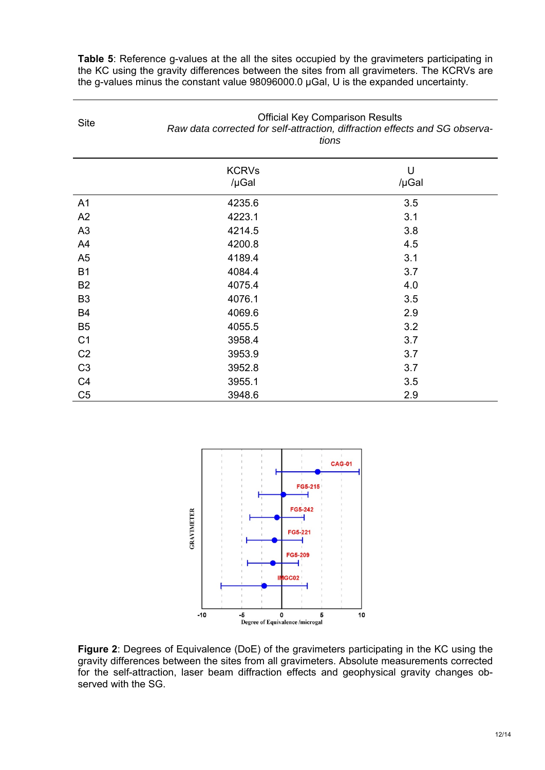**Table 5**: Reference g-values at the all the sites occupied by the gravimeters participating in the KC using the gravity differences between the sites from all gravimeters. The KCRVs are the g-values minus the constant value 98096000.0 µGal, U is the expanded uncertainty.

| Site | Official Key Comparison Results<br>*Raw data corrected for self-attraction, diffraction effects and SG observations* | |
|---|---|---|
| | KCRVs<br>/µGal | U<br>/µGal |
| A1 | 4235.6 | 3.5 |
| A2 | 4223.1 | 3.1 |
| A3 | 4214.5 | 3.8 |
| A4 | 4200.8 | 4.5 |
| A5 | 4189.4 | 3.1 |
| B1 | 4084.4 | 3.7 |
| B2 | 4075.4 | 4.0 |
| B3 | 4076.1 | 3.5 |
| B4 | 4069.6 | 2.9 |
| B5 | 4055.5 | 3.2 |
| C1 | 3958.4 | 3.7 |
| C2 | 3953.9 | 3.7 |
| C3 | 3952.8 | 3.7 |
| C4 | 3955.1 | 3.5 |
| C5 | 3948.6 | 2.9 |

**Figure 2**: Degrees of Equivalence (DoE) of the gravimeters participating in the KC using the gravity differences between the sites from all gravimeters. Absolute measurements corrected for the self-attraction, laser beam diffraction effects and geophysical gravity changes observed with the SG.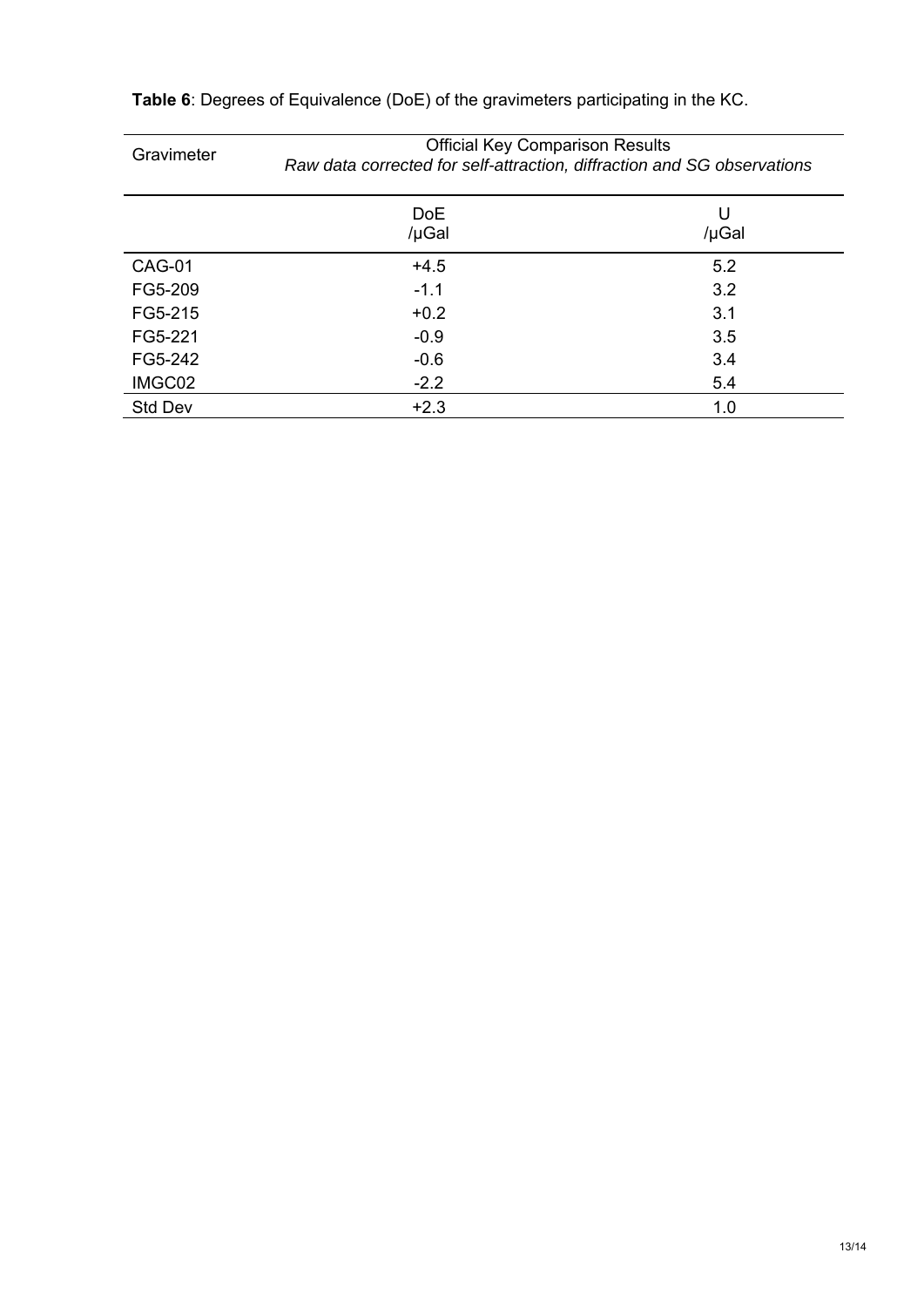**Table 6**: Degrees of Equivalence (DoE) of the gravimeters participating in the KC.

| Gravimeter | Official Key Comparison Results *Raw data corrected for self-attraction, diffraction and SG observations* | |
|---|---|---|
| | DoE /μGal | U /μGal |
| CAG-01 | +4.5 | 5.2 |
| FG5-209 | -1.1 | 3.2 |
| FG5-215 | +0.2 | 3.1 |
| FG5-221 | -0.9 | 3.5 |
| FG5-242 | -0.6 | 3.4 |
| IMGC02 | -2.2 | 5.4 |
| Std Dev | +2.3 | 1.0 |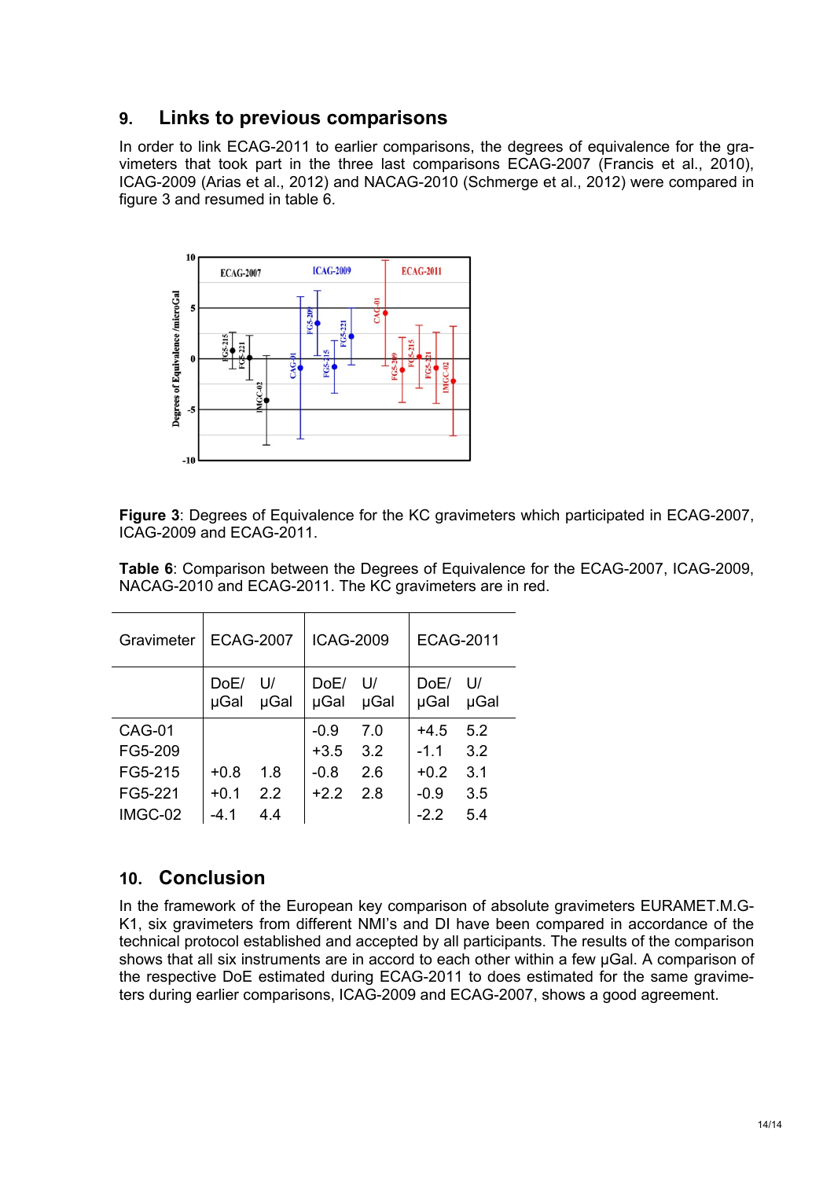## 9. Links to previous comparisons

In order to link ECAG-2011 to earlier comparisons, the degrees of equivalence for the gravimeters that took part in the three last comparisons ECAG-2007 (Francis et al., 2010), ICAG-2009 (Arias et al., 2012) and NACAG-2010 (Schmerge et al., 2012) were compared in figure 3 and resumed in table 6.

ECAG-2007
ICAG-2009
ECAG-2011
Degrees of Equivalence /microGal
10
5
0
-5
-10
FG5-215
FG5-221
IMGC-02
CAG-01
FG5-209
FG5-215
FG5-221
CAG-01
FG5-209
FG5-215
FG5-221
IMGC-02

**Figure 3**: Degrees of Equivalence for the KC gravimeters which participated in ECAG-2007, ICAG-2009 and ECAG-2011.

**Table 6**: Comparison between the Degrees of Equivalence for the ECAG-2007, ICAG-2009, NACAG-2010 and ECAG-2011. The KC gravimeters are in red.

| Gravimeter | ECAG-2007 | | ICAG-2009 | | ECAG-2011 | |
|---|---|---|---|---|---|---|
| | DoE/ µGal | U/ µGal | DoE/ µGal | U/ µGal | DoE/ µGal | U/ µGal |
| CAG-01 | | | -0.9 | 7.0 | +4.5 | 5.2 |
| FG5-209 | | | +3.5 | 3.2 | -1.1 | 3.2 |
| FG5-215 | +0.8 | 1.8 | -0.8 | 2.6 | +0.2 | 3.1 |
| FG5-221 | +0.1 | 2.2 | +2.2 | 2.8 | -0.9 | 3.5 |
| IMGC-02 | -4.1 | 4.4 | | | -2.2 | 5.4 |

## 10. Conclusion

In the framework of the European key comparison of absolute gravimeters EURAMET.M.G-K1, six gravimeters from different NMI's and DI have been compared in accordance of the technical protocol established and accepted by all participants. The results of the comparison shows that all six instruments are in accord to each other within a few µGal. A comparison of the respective DoE estimated during ECAG-2011 to does estimated for the same gravimeters during earlier comparisons, ICAG-2009 and ECAG-2007, shows a good agreement.